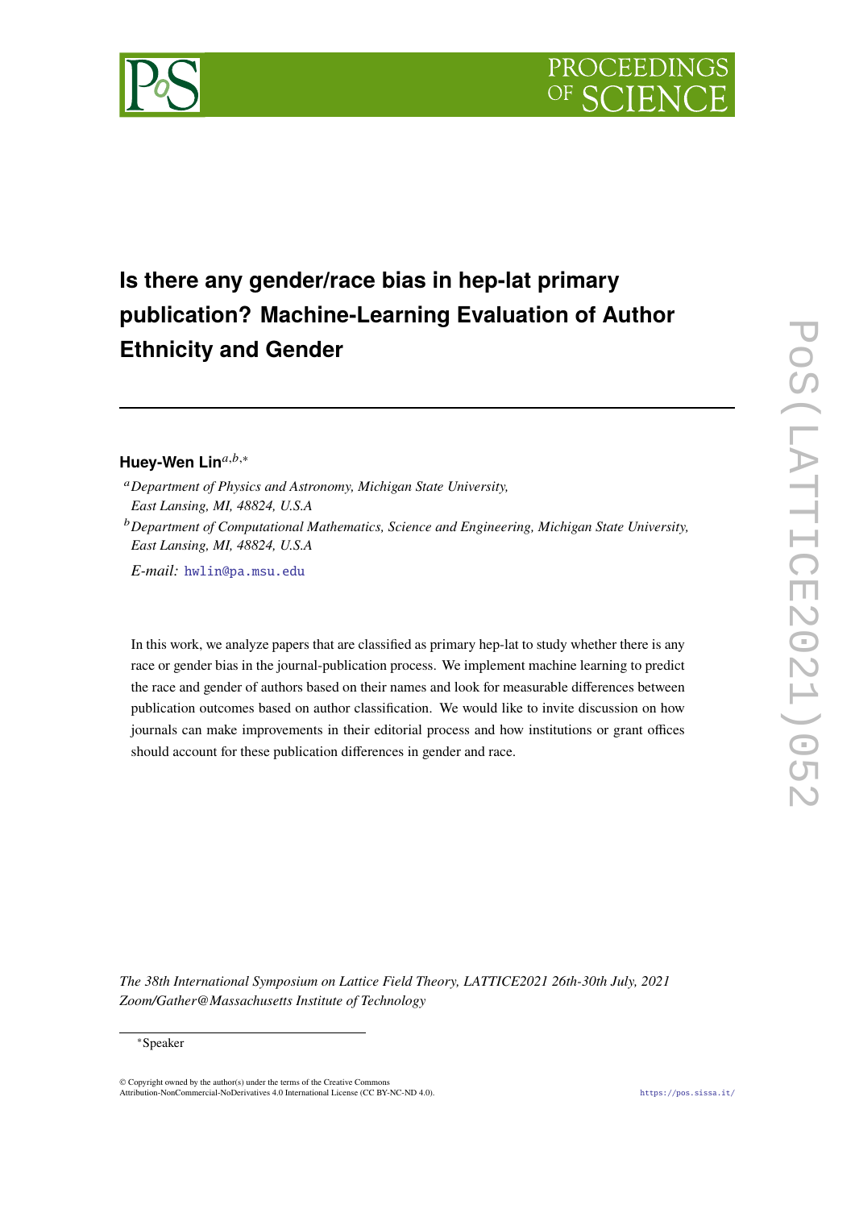# Is there any gender/race bias in hep-lat primary publication? Machine-Learning Evaluation of Author Ethnicity and Gender

**Huey-Wen Lin**[a,b,*]

[a] *Department of Physics and Astronomy, Michigan State University, East Lansing, MI, 48824, U.S.A*

[b] *Department of Computational Mathematics, Science and Engineering, Michigan State University, East Lansing, MI, 48824, U.S.A*

*E-mail:* hwlin@pa.msu.edu

In this work, we analyze papers that are classified as primary hep-lat to study whether there is any race or gender bias in the journal-publication process. We implement machine learning to predict the race and gender of authors based on their names and look for measurable differences between publication outcomes based on author classification. We would like to invite discussion on how journals can make improvements in their editorial process and how institutions or grant offices should account for these publication differences in gender and race.

*The 38th International Symposium on Lattice Field Theory, LATTICE2021 26th-30th July, 2021 Zoom/Gather@Massachusetts Institute of Technology*

[*] Speaker

© Copyright owned by the author(s) under the terms of the Creative Commons Attribution-NonCommercial-NoDerivatives 4.0 International License (CC BY-NC-ND 4.0).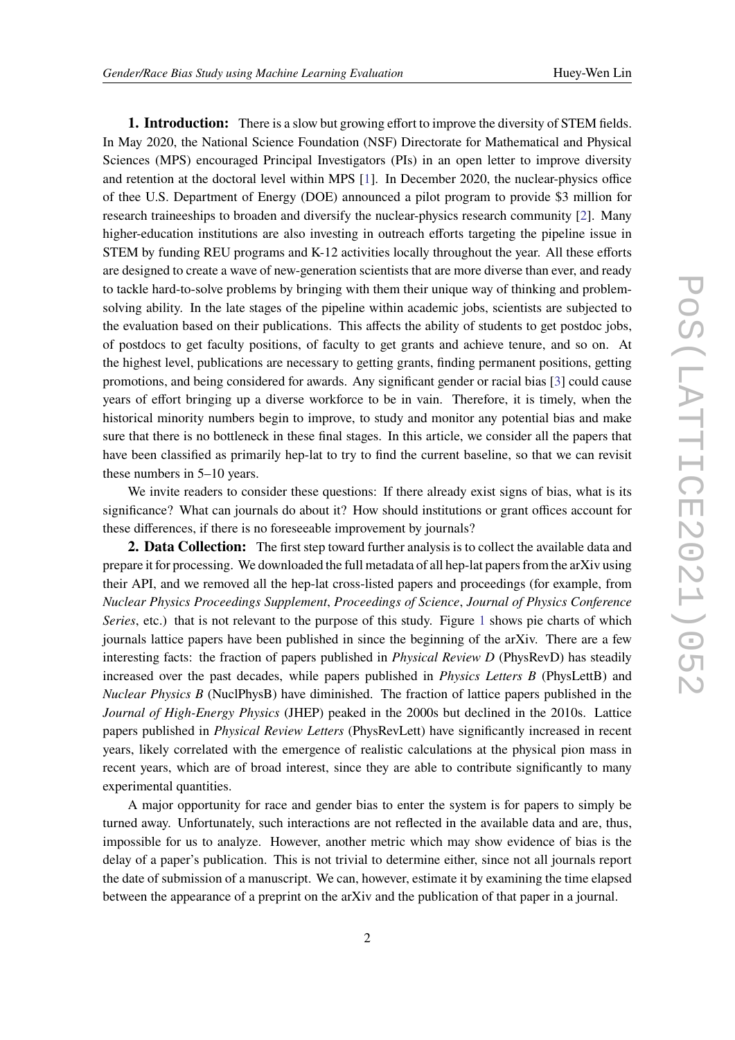**1. Introduction:** There is a slow but growing effort to improve the diversity of STEM fields. In May 2020, the National Science Foundation (NSF) Directorate for Mathematical and Physical Sciences (MPS) encouraged Principal Investigators (PIs) in an open letter to improve diversity and retention at the doctoral level within MPS [1]. In December 2020, the nuclear-physics office of thee U.S. Department of Energy (DOE) announced a pilot program to provide $3 million for research traineeships to broaden and diversify the nuclear-physics research community [2]. Many higher-education institutions are also investing in outreach efforts targeting the pipeline issue in STEM by funding REU programs and K-12 activities locally throughout the year. All these efforts are designed to create a wave of new-generation scientists that are more diverse than ever, and ready to tackle hard-to-solve problems by bringing with them their unique way of thinking and problem-solving ability. In the late stages of the pipeline within academic jobs, scientists are subjected to the evaluation based on their publications. This affects the ability of students to get postdoc jobs, of postdocs to get faculty positions, of faculty to get grants and achieve tenure, and so on. At the highest level, publications are necessary to getting grants, finding permanent positions, getting promotions, and being considered for awards. Any significant gender or racial bias [3] could cause years of effort bringing up a diverse workforce to be in vain. Therefore, it is timely, when the historical minority numbers begin to improve, to study and monitor any potential bias and make sure that there is no bottleneck in these final stages. In this article, we consider all the papers that have been classified as primarily hep-lat to try to find the current baseline, so that we can revisit these numbers in 5–10 years.

We invite readers to consider these questions: If there already exist signs of bias, what is its significance? What can journals do about it? How should institutions or grant offices account for these differences, if there is no foreseeable improvement by journals?

**2. Data Collection:** The first step toward further analysis is to collect the available data and prepare it for processing. We downloaded the full metadata of all hep-lat papers from the arXiv using their API, and we removed all the hep-lat cross-listed papers and proceedings (for example, from *Nuclear Physics Proceedings Supplement*, *Proceedings of Science*, *Journal of Physics Conference Series*, etc.) that is not relevant to the purpose of this study. Figure 1 shows pie charts of which journals lattice papers have been published in since the beginning of the arXiv. There are a few interesting facts: the fraction of papers published in *Physical Review D* (PhysRevD) has steadily increased over the past decades, while papers published in *Physics Letters B* (PhysLettB) and *Nuclear Physics B* (NuclPhysB) have diminished. The fraction of lattice papers published in the *Journal of High-Energy Physics* (JHEP) peaked in the 2000s but declined in the 2010s. Lattice papers published in *Physical Review Letters* (PhysRevLett) have significantly increased in recent years, likely correlated with the emergence of realistic calculations at the physical pion mass in recent years, which are of broad interest, since they are able to contribute significantly to many experimental quantities.

A major opportunity for race and gender bias to enter the system is for papers to simply be turned away. Unfortunately, such interactions are not reflected in the available data and are, thus, impossible for us to analyze. However, another metric which may show evidence of bias is the delay of a paper's publication. This is not trivial to determine either, since not all journals report the date of submission of a manuscript. We can, however, estimate it by examining the time elapsed between the appearance of a preprint on the arXiv and the publication of that paper in a journal.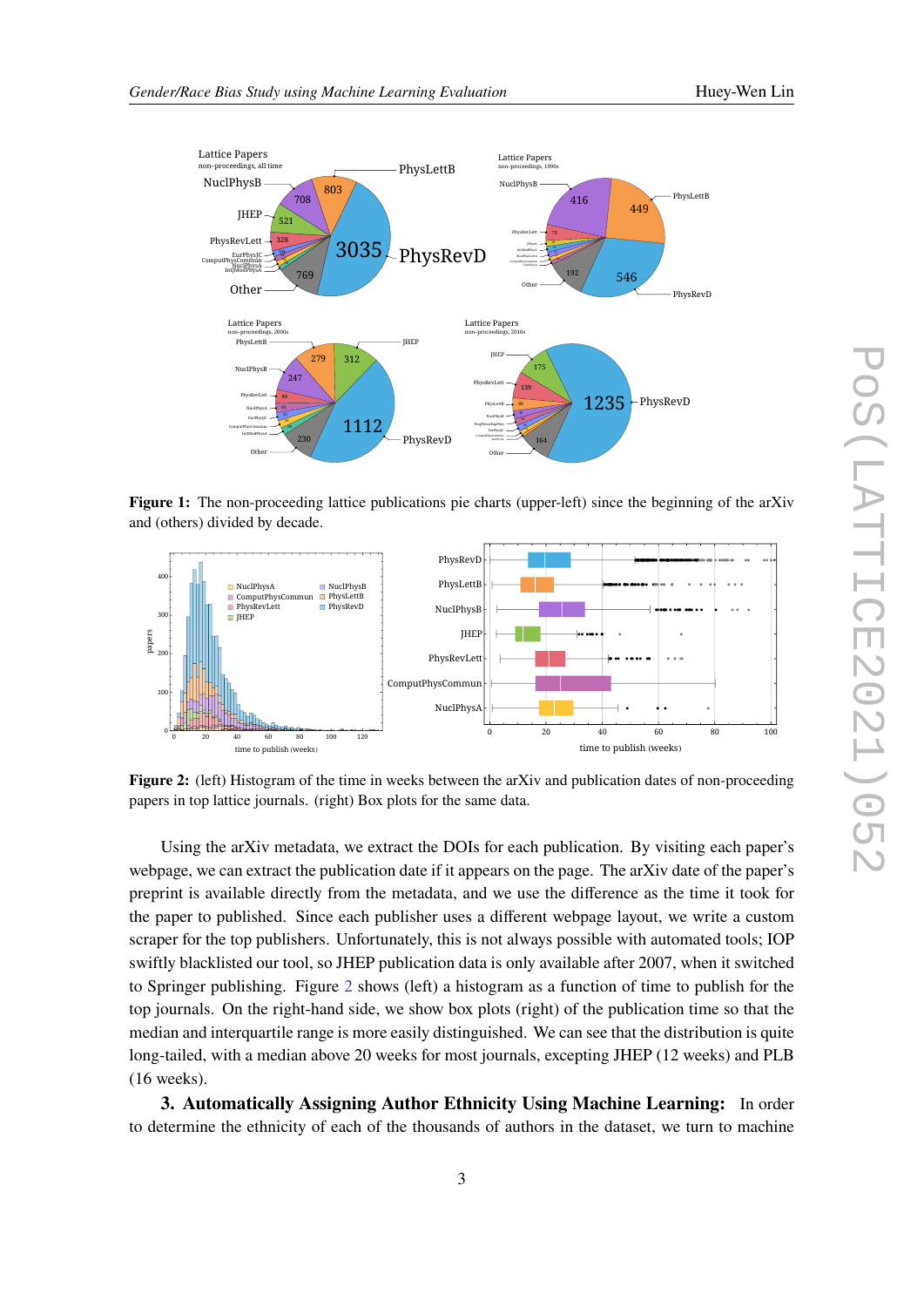**Figure 1:** The non-proceeding lattice publications pie charts (upper-left) since the beginning of the arXiv and (others) divided by decade.

**Figure 2:** (left) Histogram of the time in weeks between the arXiv and publication dates of non-proceeding papers in top lattice journals. (right) Box plots for the same data.

Using the arXiv metadata, we extract the DOIs for each publication. By visiting each paper's webpage, we can extract the publication date if it appears on the page. The arXiv date of the paper's preprint is available directly from the metadata, and we use the difference as the time it took for the paper to published. Since each publisher uses a different webpage layout, we write a custom scraper for the top publishers. Unfortunately, this is not always possible with automated tools; IOP swiftly blacklisted our tool, so JHEP publication data is only available after 2007, when it switched to Springer publishing. Figure 2 shows (left) a histogram as a function of time to publish for the top journals. On the right-hand side, we show box plots (right) of the publication time so that the median and interquartile range is more easily distinguished. We can see that the distribution is quite long-tailed, with a median above 20 weeks for most journals, excepting JHEP (12 weeks) and PLB (16 weeks).

**3. Automatically Assigning Author Ethnicity Using Machine Learning:** In order to determine the ethnicity of each of the thousands of authors in the dataset, we turn to machine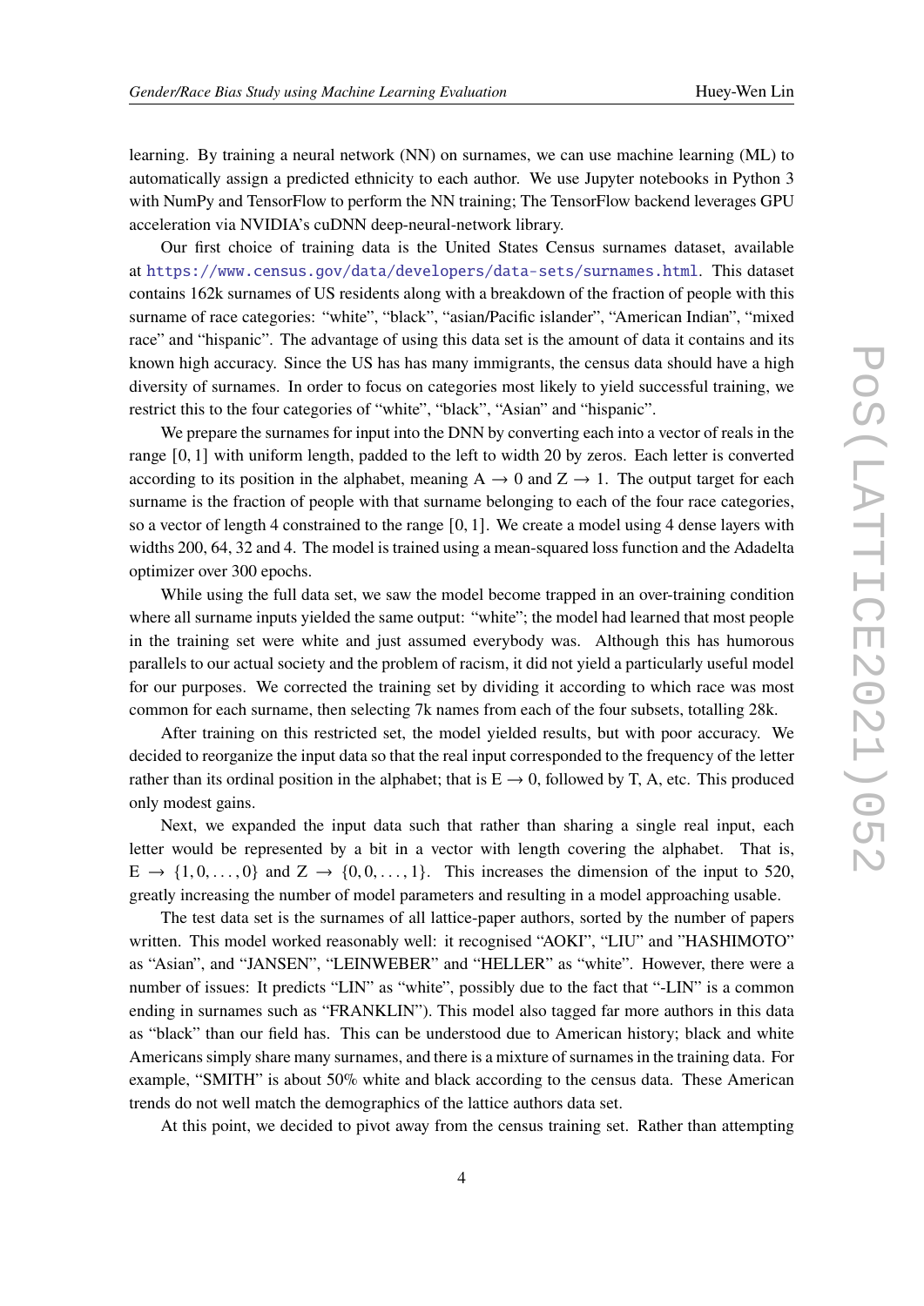learning. By training a neural network (NN) on surnames, we can use machine learning (ML) to automatically assign a predicted ethnicity to each author. We use Jupyter notebooks in Python 3 with NumPy and TensorFlow to perform the NN training; The TensorFlow backend leverages GPU acceleration via NVIDIA's cuDNN deep-neural-network library.

Our first choice of training data is the United States Census surnames dataset, available at https://www.census.gov/data/developers/data-sets/surnames.html. This dataset contains 162k surnames of US residents along with a breakdown of the fraction of people with this surname of race categories: "white", "black", "asian/Pacific islander", "American Indian", "mixed race" and "hispanic". The advantage of using this data set is the amount of data it contains and its known high accuracy. Since the US has has many immigrants, the census data should have a high diversity of surnames. In order to focus on categories most likely to yield successful training, we restrict this to the four categories of "white", "black", "Asian" and "hispanic".

We prepare the surnames for input into the DNN by converting each into a vector of reals in the range $[0, 1]$ with uniform length, padded to the left to width 20 by zeros. Each letter is converted according to its position in the alphabet, meaning A $\rightarrow 0$ and Z $\rightarrow 1$. The output target for each surname is the fraction of people with that surname belonging to each of the four race categories, so a vector of length 4 constrained to the range $[0, 1]$. We create a model using 4 dense layers with widths 200, 64, 32 and 4. The model is trained using a mean-squared loss function and the Adadelta optimizer over 300 epochs.

While using the full data set, we saw the model become trapped in an over-training condition where all surname inputs yielded the same output: "white"; the model had learned that most people in the training set were white and just assumed everybody was. Although this has humorous parallels to our actual society and the problem of racism, it did not yield a particularly useful model for our purposes. We corrected the training set by dividing it according to which race was most common for each surname, then selecting 7k names from each of the four subsets, totalling 28k.

After training on this restricted set, the model yielded results, but with poor accuracy. We decided to reorganize the input data so that the real input corresponded to the frequency of the letter rather than its ordinal position in the alphabet; that is E $\rightarrow 0$, followed by T, A, etc. This produced only modest gains.

Next, we expanded the input data such that rather than sharing a single real input, each letter would be represented by a bit in a vector with length covering the alphabet. That is, E $\rightarrow \{1, 0, \ldots, 0\}$ and Z $\rightarrow \{0, 0, \ldots, 1\}$. This increases the dimension of the input to 520, greatly increasing the number of model parameters and resulting in a model approaching usable.

The test data set is the surnames of all lattice-paper authors, sorted by the number of papers written. This model worked reasonably well: it recognised "AOKI", "LIU" and "HASHIMOTO" as "Asian", and "JANSEN", "LEINWEBER" and "HELLER" as "white". However, there were a number of issues: It predicts "LIN" as "white", possibly due to the fact that "-LIN" is a common ending in surnames such as "FRANKLIN"). This model also tagged far more authors in this data as "black" than our field has. This can be understood due to American history; black and white Americans simply share many surnames, and there is a mixture of surnames in the training data. For example, "SMITH" is about 50% white and black according to the census data. These American trends do not well match the demographics of the lattice authors data set.

At this point, we decided to pivot away from the census training set. Rather than attempting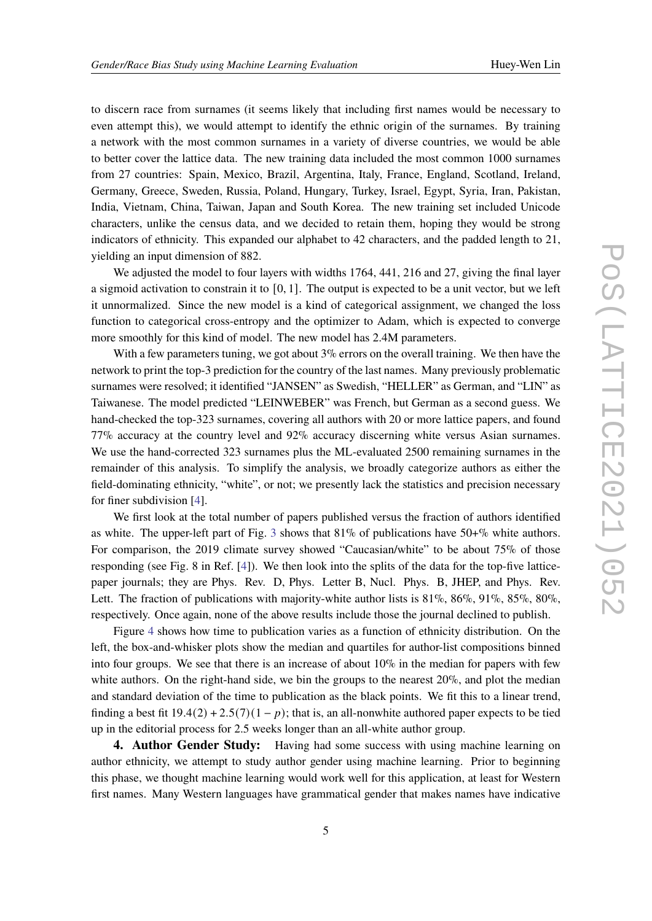to discern race from surnames (it seems likely that including first names would be necessary to even attempt this), we would attempt to identify the ethnic origin of the surnames. By training a network with the most common surnames in a variety of diverse countries, we would be able to better cover the lattice data. The new training data included the most common 1000 surnames from 27 countries: Spain, Mexico, Brazil, Argentina, Italy, France, England, Scotland, Ireland, Germany, Greece, Sweden, Russia, Poland, Hungary, Turkey, Israel, Egypt, Syria, Iran, Pakistan, India, Vietnam, China, Taiwan, Japan and South Korea. The new training set included Unicode characters, unlike the census data, and we decided to retain them, hoping they would be strong indicators of ethnicity. This expanded our alphabet to 42 characters, and the padded length to 21, yielding an input dimension of 882.

We adjusted the model to four layers with widths 1764, 441, 216 and 27, giving the final layer a sigmoid activation to constrain it to $[0, 1]$. The output is expected to be a unit vector, but we left it unnormalized. Since the new model is a kind of categorical assignment, we changed the loss function to categorical cross-entropy and the optimizer to Adam, which is expected to converge more smoothly for this kind of model. The new model has 2.4M parameters.

With a few parameters tuning, we got about 3% errors on the overall training. We then have the network to print the top-3 prediction for the country of the last names. Many previously problematic surnames were resolved; it identified "JANSEN" as Swedish, "HELLER" as German, and "LIN" as Taiwanese. The model predicted "LEINWEBER" was French, but German as a second guess. We hand-checked the top-323 surnames, covering all authors with 20 or more lattice papers, and found 77% accuracy at the country level and 92% accuracy discerning white versus Asian surnames. We use the hand-corrected 323 surnames plus the ML-evaluated 2500 remaining surnames in the remainder of this analysis. To simplify the analysis, we broadly categorize authors as either the field-dominating ethnicity, "white", or not; we presently lack the statistics and precision necessary for finer subdivision [4].

We first look at the total number of papers published versus the fraction of authors identified as white. The upper-left part of Fig. 3 shows that 81% of publications have 50+% white authors. For comparison, the 2019 climate survey showed "Caucasian/white" to be about 75% of those responding (see Fig. 8 in Ref. [4]). We then look into the splits of the data for the top-five lattice-paper journals; they are Phys. Rev. D, Phys. Letter B, Nucl. Phys. B, JHEP, and Phys. Rev. Lett. The fraction of publications with majority-white author lists is 81%, 86%, 91%, 85%, 80%, respectively. Once again, none of the above results include those the journal declined to publish.

Figure 4 shows how time to publication varies as a function of ethnicity distribution. On the left, the box-and-whisker plots show the median and quartiles for author-list compositions binned into four groups. We see that there is an increase of about 10% in the median for papers with few white authors. On the right-hand side, we bin the groups to the nearest 20%, and plot the median and standard deviation of the time to publication as the black points. We fit this to a linear trend, finding a best fit $19.4(2) + 2.5(7)(1 - p)$; that is, an all-nonwhite authored paper expects to be tied up in the editorial process for 2.5 weeks longer than an all-white author group.

**4. Author Gender Study:** Having had some success with using machine learning on author ethnicity, we attempt to study author gender using machine learning. Prior to beginning this phase, we thought machine learning would work well for this application, at least for Western first names. Many Western languages have grammatical gender that makes names have indicative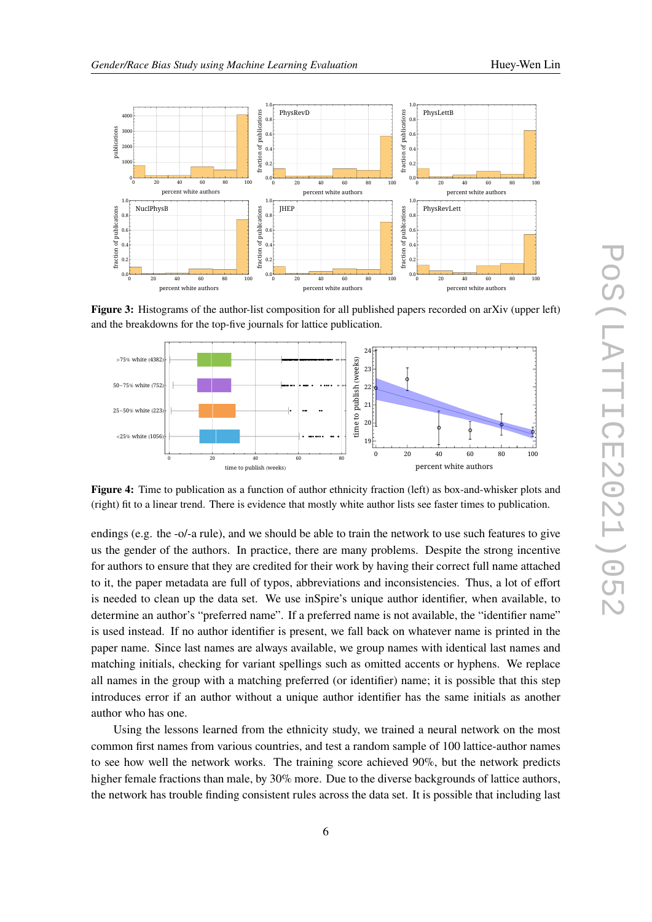**Figure 3:** Histograms of the author-list composition for all published papers recorded on arXiv (upper left) and the breakdowns for the top-five journals for lattice publication.

**Figure 4:** Time to publication as a function of author ethnicity fraction (left) as box-and-whisker plots and (right) fit to a linear trend. There is evidence that mostly white author lists see faster times to publication.

endings (e.g. the -o/-a rule), and we should be able to train the network to use such features to give us the gender of the authors. In practice, there are many problems. Despite the strong incentive for authors to ensure that they are credited for their work by having their correct full name attached to it, the paper metadata are full of typos, abbreviations and inconsistencies. Thus, a lot of effort is needed to clean up the data set. We use inSpire's unique author identifier, when available, to determine an author's "preferred name". If a preferred name is not available, the "identifier name" is used instead. If no author identifier is present, we fall back on whatever name is printed in the paper name. Since last names are always available, we group names with identical last names and matching initials, checking for variant spellings such as omitted accents or hyphens. We replace all names in the group with a matching preferred (or identifier) name; it is possible that this step introduces error if an author without a unique author identifier has the same initials as another author who has one.

Using the lessons learned from the ethnicity study, we trained a neural network on the most common first names from various countries, and test a random sample of 100 lattice-author names to see how well the network works. The training score achieved 90%, but the network predicts higher female fractions than male, by 30% more. Due to the diverse backgrounds of lattice authors, the network has trouble finding consistent rules across the data set. It is possible that including last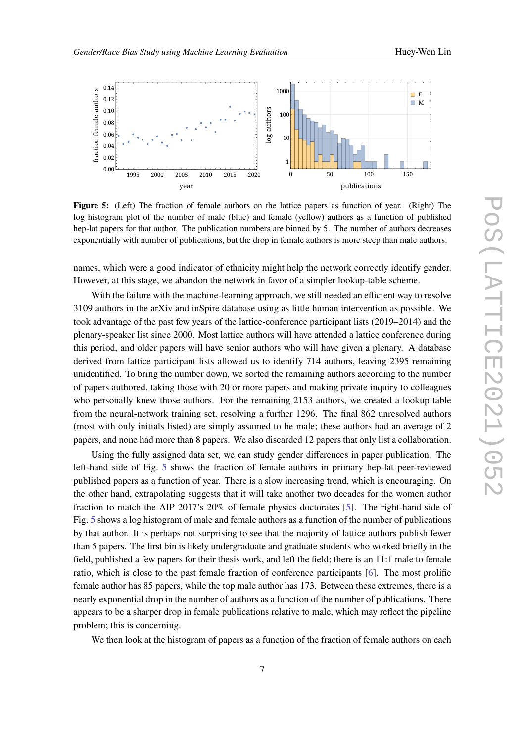**Figure 5:** (Left) The fraction of female authors on the lattice papers as function of year. (Right) The log histogram plot of the number of male (blue) and female (yellow) authors as a function of published hep-lat papers for that author. The publication numbers are binned by 5. The number of authors decreases exponentially with number of publications, but the drop in female authors is more steep than male authors.

names, which were a good indicator of ethnicity might help the network correctly identify gender. However, at this stage, we abandon the network in favor of a simpler lookup-table scheme.

With the failure with the machine-learning approach, we still needed an efficient way to resolve 3109 authors in the arXiv and inSpire database using as little human intervention as possible. We took advantage of the past few years of the lattice-conference participant lists (2019–2014) and the plenary-speaker list since 2000. Most lattice authors will have attended a lattice conference during this period, and older papers will have senior authors who will have given a plenary. A database derived from lattice participant lists allowed us to identify 714 authors, leaving 2395 remaining unidentified. To bring the number down, we sorted the remaining authors according to the number of papers authored, taking those with 20 or more papers and making private inquiry to colleagues who personally knew those authors. For the remaining 2153 authors, we created a lookup table from the neural-network training set, resolving a further 1296. The final 862 unresolved authors (most with only initials listed) are simply assumed to be male; these authors had an average of 2 papers, and none had more than 8 papers. We also discarded 12 papers that only list a collaboration.

Using the fully assigned data set, we can study gender differences in paper publication. The left-hand side of Fig. 5 shows the fraction of female authors in primary hep-lat peer-reviewed published papers as a function of year. There is a slow increasing trend, which is encouraging. On the other hand, extrapolating suggests that it will take another two decades for the women author fraction to match the AIP 2017's 20% of female physics doctorates [5]. The right-hand side of Fig. 5 shows a log histogram of male and female authors as a function of the number of publications by that author. It is perhaps not surprising to see that the majority of lattice authors publish fewer than 5 papers. The first bin is likely undergraduate and graduate students who worked briefly in the field, published a few papers for their thesis work, and left the field; there is an 11:1 male to female ratio, which is close to the past female fraction of conference participants [6]. The most prolific female author has 85 papers, while the top male author has 173. Between these extremes, there is a nearly exponential drop in the number of authors as a function of the number of publications. There appears to be a sharper drop in female publications relative to male, which may reflect the pipeline problem; this is concerning.

We then look at the histogram of papers as a function of the fraction of female authors on each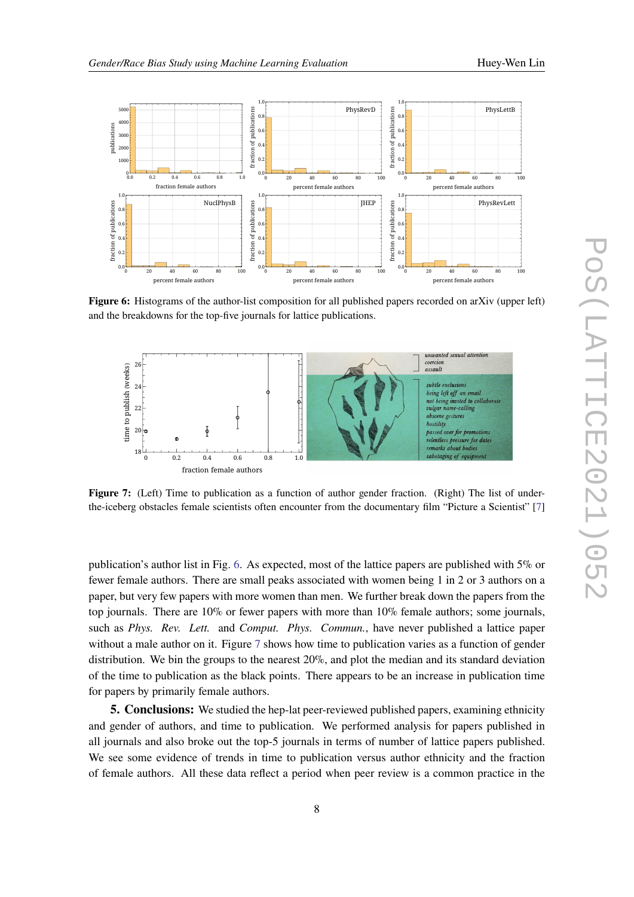**Figure 6:** Histograms of the author-list composition for all published papers recorded on arXiv (upper left) and the breakdowns for the top-five journals for lattice publications.

**Figure 7:** (Left) Time to publication as a function of author gender fraction. (Right) The list of under-the-iceberg obstacles female scientists often encounter from the documentary film "Picture a Scientist" [7]

publication's author list in Fig. 6. As expected, most of the lattice papers are published with 5% or fewer female authors. There are small peaks associated with women being 1 in 2 or 3 authors on a paper, but very few papers with more women than men. We further break down the papers from the top journals. There are 10% or fewer papers with more than 10% female authors; some journals, such as *Phys. Rev. Lett.* and *Comput. Phys. Commun.*, have never published a lattice paper without a male author on it. Figure 7 shows how time to publication varies as a function of gender distribution. We bin the groups to the nearest 20%, and plot the median and its standard deviation of the time to publication as the black points. There appears to be an increase in publication time for papers by primarily female authors.

**5. Conclusions:** We studied the hep-lat peer-reviewed published papers, examining ethnicity and gender of authors, and time to publication. We performed analysis for papers published in all journals and also broke out the top-5 journals in terms of number of lattice papers published. We see some evidence of trends in time to publication versus author ethnicity and the fraction of female authors. All these data reflect a period when peer review is a common practice in the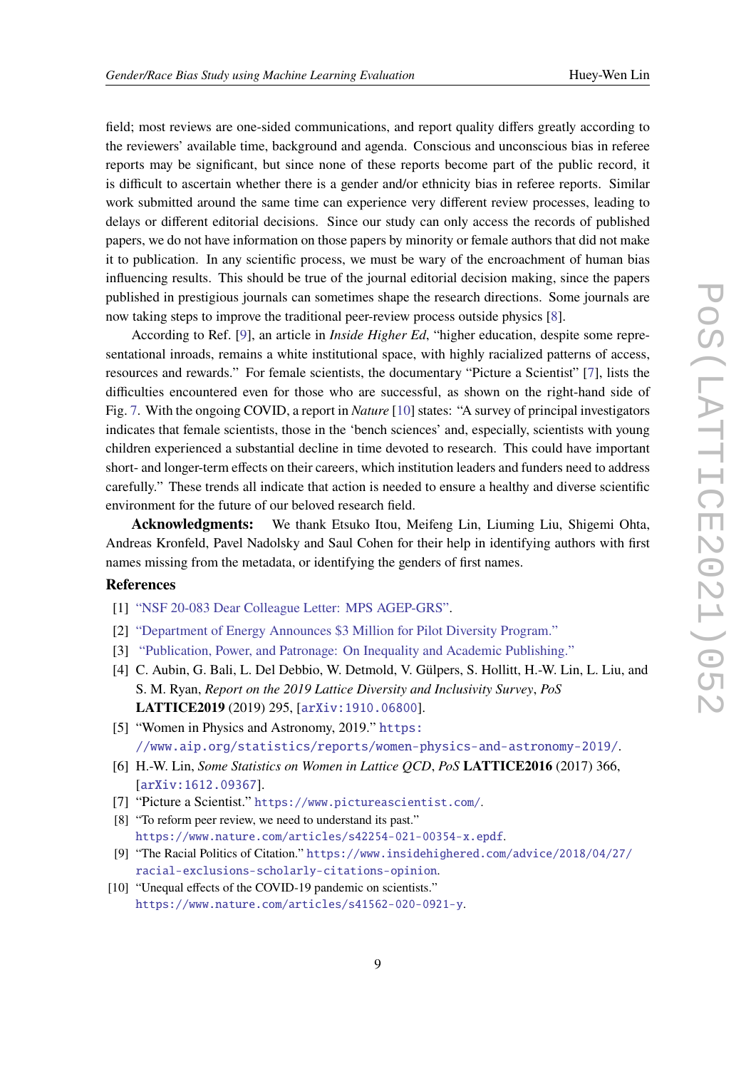field; most reviews are one-sided communications, and report quality differs greatly according to the reviewers' available time, background and agenda. Conscious and unconscious bias in referee reports may be significant, but since none of these reports become part of the public record, it is difficult to ascertain whether there is a gender and/or ethnicity bias in referee reports. Similar work submitted around the same time can experience very different review processes, leading to delays or different editorial decisions. Since our study can only access the records of published papers, we do not have information on those papers by minority or female authors that did not make it to publication. In any scientific process, we must be wary of the encroachment of human bias influencing results. This should be true of the journal editorial decision making, since the papers published in prestigious journals can sometimes shape the research directions. Some journals are now taking steps to improve the traditional peer-review process outside physics [8].

According to Ref. [9], an article in *Inside Higher Ed*, "higher education, despite some representational inroads, remains a white institutional space, with highly racialized patterns of access, resources and rewards." For female scientists, the documentary "Picture a Scientist" [7], lists the difficulties encountered even for those who are successful, as shown on the right-hand side of Fig. 7. With the ongoing COVID, a report in *Nature* [10] states: "A survey of principal investigators indicates that female scientists, those in the 'bench sciences' and, especially, scientists with young children experienced a substantial decline in time devoted to research. This could have important short- and longer-term effects on their careers, which institution leaders and funders need to address carefully." These trends all indicate that action is needed to ensure a healthy and diverse scientific environment for the future of our beloved research field.

**Acknowledgments:** We thank Etsuko Itou, Meifeng Lin, Liuming Liu, Shigemi Ohta, Andreas Kronfeld, Pavel Nadolsky and Saul Cohen for their help in identifying authors with first names missing from the metadata, or identifying the genders of first names.

## References

[1] "NSF 20-083 Dear Colleague Letter: MPS AGEP-GRS".

[2] "Department of Energy Announces $3 Million for Pilot Diversity Program."

[3] "Publication, Power, and Patronage: On Inequality and Academic Publishing."

[4] C. Aubin, G. Bali, L. Del Debbio, W. Detmold, V. Gülpers, S. Hollitt, H.-W. Lin, L. Liu, and S. M. Ryan, *Report on the 2019 Lattice Diversity and Inclusivity Survey*, *PoS* **LATTICE2019** (2019) 295, [arXiv:1910.06800].

[5] "Women in Physics and Astronomy, 2019." https://www.aip.org/statistics/reports/women-physics-and-astronomy-2019/.

[6] H.-W. Lin, *Some Statistics on Women in Lattice QCD*, *PoS* **LATTICE2016** (2017) 366, [arXiv:1612.09367].

[7] "Picture a Scientist." https://www.pictureascientist.com/.

[8] "To reform peer review, we need to understand its past." https://www.nature.com/articles/s42254-021-00354-x.epdf.

[9] "The Racial Politics of Citation." https://www.insidehighered.com/advice/2018/04/27/racial-exclusions-scholarly-citations-opinion.

[10] "Unequal effects of the COVID-19 pandemic on scientists." https://www.nature.com/articles/s41562-020-0921-y.